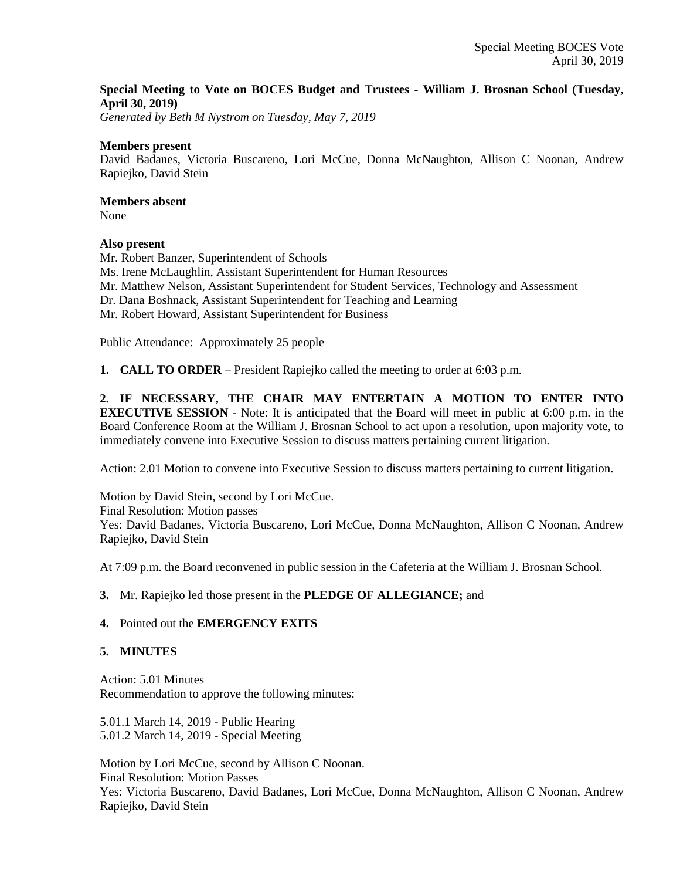**Special Meeting to Vote on BOCES Budget and Trustees - William J. Brosnan School (Tuesday, April 30, 2019)**

*Generated by Beth M Nystrom on Tuesday, May 7, 2019*

**Members present**

David Badanes, Victoria Buscareno, Lori McCue, Donna McNaughton, Allison C Noonan, Andrew Rapiejko, David Stein

**Members absent**

None

**Also present**

Mr. Robert Banzer, Superintendent of Schools
Ms. Irene McLaughlin, Assistant Superintendent for Human Resources
Mr. Matthew Nelson, Assistant Superintendent for Student Services, Technology and Assessment
Dr. Dana Boshnack, Assistant Superintendent for Teaching and Learning
Mr. Robert Howard, Assistant Superintendent for Business

Public Attendance: Approximately 25 people

**1. CALL TO ORDER** – President Rapiejko called the meeting to order at 6:03 p.m.

**2. IF NECESSARY, THE CHAIR MAY ENTERTAIN A MOTION TO ENTER INTO EXECUTIVE SESSION** - Note: It is anticipated that the Board will meet in public at 6:00 p.m. in the Board Conference Room at the William J. Brosnan School to act upon a resolution, upon majority vote, to immediately convene into Executive Session to discuss matters pertaining current litigation.

Action: 2.01 Motion to convene into Executive Session to discuss matters pertaining to current litigation.

Motion by David Stein, second by Lori McCue.
Final Resolution: Motion passes
Yes: David Badanes, Victoria Buscareno, Lori McCue, Donna McNaughton, Allison C Noonan, Andrew Rapiejko, David Stein

At 7:09 p.m. the Board reconvened in public session in the Cafeteria at the William J. Brosnan School.

**3.** Mr. Rapiejko led those present in the **PLEDGE OF ALLEGIANCE;** and

**4.** Pointed out the **EMERGENCY EXITS**

**5. MINUTES**

Action: 5.01 Minutes
Recommendation to approve the following minutes:

5.01.1 March 14, 2019 - Public Hearing
5.01.2 March 14, 2019 - Special Meeting

Motion by Lori McCue, second by Allison C Noonan.
Final Resolution: Motion Passes
Yes: Victoria Buscareno, David Badanes, Lori McCue, Donna McNaughton, Allison C Noonan, Andrew Rapiejko, David Stein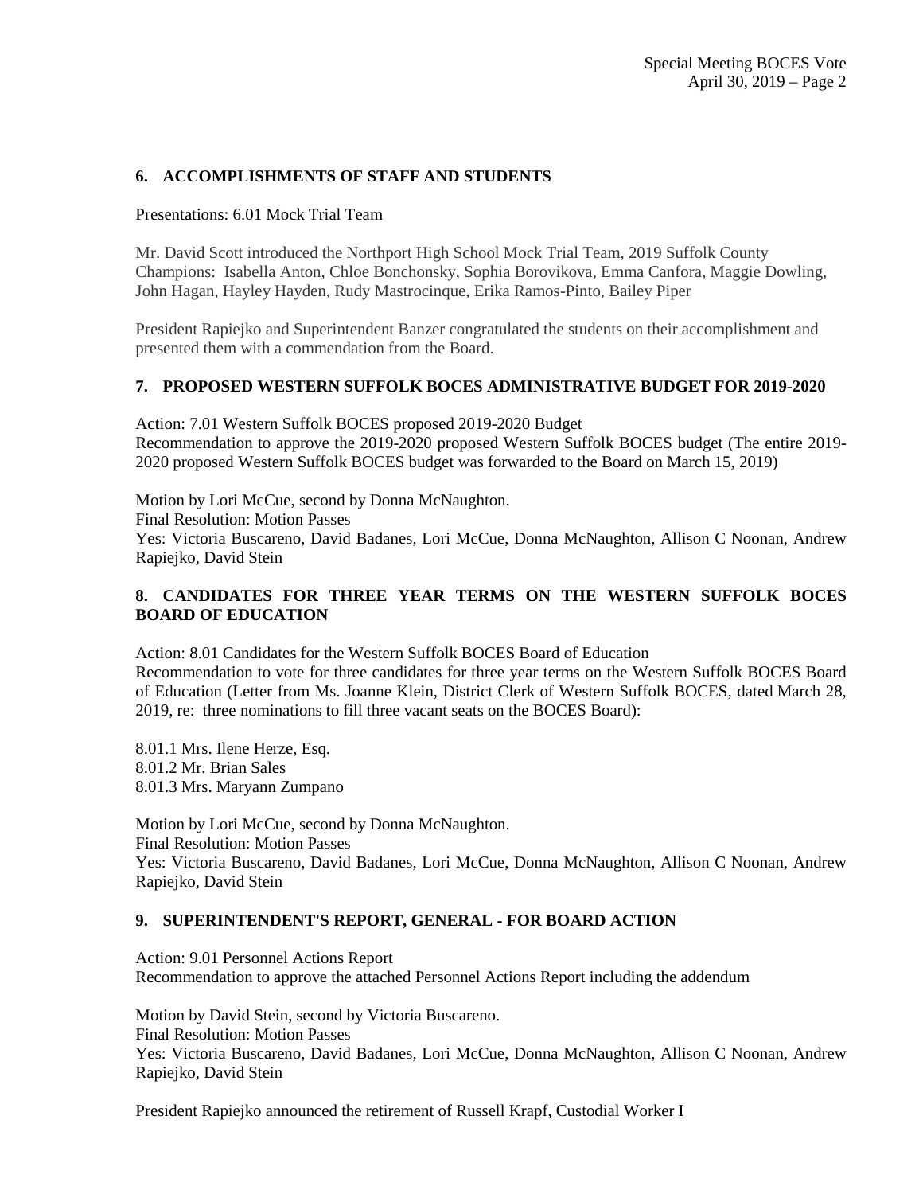## 6. ACCOMPLISHMENTS OF STAFF AND STUDENTS

Presentations: 6.01 Mock Trial Team

Mr. David Scott introduced the Northport High School Mock Trial Team, 2019 Suffolk County Champions: Isabella Anton, Chloe Bonchonsky, Sophia Borovikova, Emma Canfora, Maggie Dowling, John Hagan, Hayley Hayden, Rudy Mastrocinque, Erika Ramos-Pinto, Bailey Piper

President Rapiejko and Superintendent Banzer congratulated the students on their accomplishment and presented them with a commendation from the Board.

## 7. PROPOSED WESTERN SUFFOLK BOCES ADMINISTRATIVE BUDGET FOR 2019-2020

Action: 7.01 Western Suffolk BOCES proposed 2019-2020 Budget
Recommendation to approve the 2019-2020 proposed Western Suffolk BOCES budget (The entire 2019-2020 proposed Western Suffolk BOCES budget was forwarded to the Board on March 15, 2019)

Motion by Lori McCue, second by Donna McNaughton.
Final Resolution: Motion Passes
Yes: Victoria Buscareno, David Badanes, Lori McCue, Donna McNaughton, Allison C Noonan, Andrew Rapiejko, David Stein

## 8. CANDIDATES FOR THREE YEAR TERMS ON THE WESTERN SUFFOLK BOCES BOARD OF EDUCATION

Action: 8.01 Candidates for the Western Suffolk BOCES Board of Education
Recommendation to vote for three candidates for three year terms on the Western Suffolk BOCES Board of Education (Letter from Ms. Joanne Klein, District Clerk of Western Suffolk BOCES, dated March 28, 2019, re: three nominations to fill three vacant seats on the BOCES Board):

8.01.1 Mrs. Ilene Herze, Esq.
8.01.2 Mr. Brian Sales
8.01.3 Mrs. Maryann Zumpano

Motion by Lori McCue, second by Donna McNaughton.
Final Resolution: Motion Passes
Yes: Victoria Buscareno, David Badanes, Lori McCue, Donna McNaughton, Allison C Noonan, Andrew Rapiejko, David Stein

## 9. SUPERINTENDENT'S REPORT, GENERAL - FOR BOARD ACTION

Action: 9.01 Personnel Actions Report
Recommendation to approve the attached Personnel Actions Report including the addendum

Motion by David Stein, second by Victoria Buscareno.
Final Resolution: Motion Passes
Yes: Victoria Buscareno, David Badanes, Lori McCue, Donna McNaughton, Allison C Noonan, Andrew Rapiejko, David Stein

President Rapiejko announced the retirement of Russell Krapf, Custodial Worker I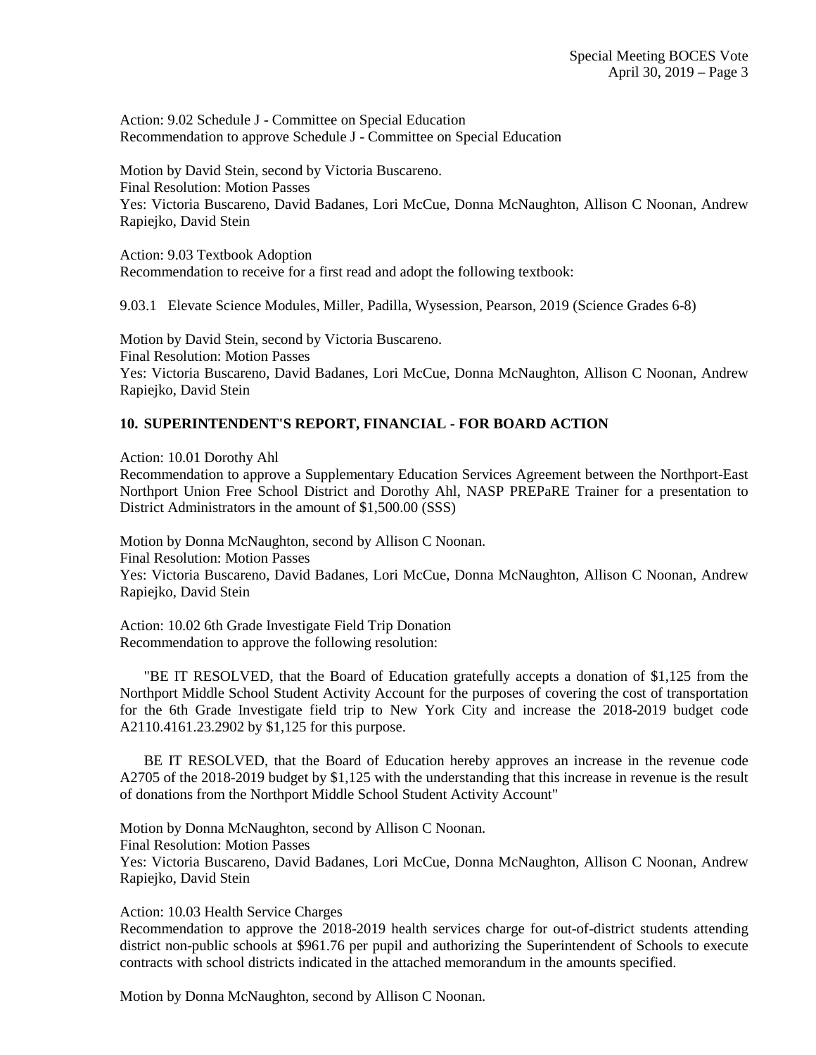Action: 9.02 Schedule J - Committee on Special Education
Recommendation to approve Schedule J - Committee on Special Education

Motion by David Stein, second by Victoria Buscareno.
Final Resolution: Motion Passes
Yes: Victoria Buscareno, David Badanes, Lori McCue, Donna McNaughton, Allison C Noonan, Andrew Rapiejko, David Stein

Action: 9.03 Textbook Adoption
Recommendation to receive for a first read and adopt the following textbook:

9.03.1 Elevate Science Modules, Miller, Padilla, Wysession, Pearson, 2019 (Science Grades 6-8)

Motion by David Stein, second by Victoria Buscareno.
Final Resolution: Motion Passes
Yes: Victoria Buscareno, David Badanes, Lori McCue, Donna McNaughton, Allison C Noonan, Andrew Rapiejko, David Stein

## 10. SUPERINTENDENT'S REPORT, FINANCIAL - FOR BOARD ACTION

Action: 10.01 Dorothy Ahl
Recommendation to approve a Supplementary Education Services Agreement between the Northport-East Northport Union Free School District and Dorothy Ahl, NASP PREPaRE Trainer for a presentation to District Administrators in the amount of $1,500.00 (SSS)

Motion by Donna McNaughton, second by Allison C Noonan.
Final Resolution: Motion Passes
Yes: Victoria Buscareno, David Badanes, Lori McCue, Donna McNaughton, Allison C Noonan, Andrew Rapiejko, David Stein

Action: 10.02 6th Grade Investigate Field Trip Donation
Recommendation to approve the following resolution:

"BE IT RESOLVED, that the Board of Education gratefully accepts a donation of $1,125 from the Northport Middle School Student Activity Account for the purposes of covering the cost of transportation for the 6th Grade Investigate field trip to New York City and increase the 2018-2019 budget code A2110.4161.23.2902 by $1,125 for this purpose.

BE IT RESOLVED, that the Board of Education hereby approves an increase in the revenue code A2705 of the 2018-2019 budget by $1,125 with the understanding that this increase in revenue is the result of donations from the Northport Middle School Student Activity Account"

Motion by Donna McNaughton, second by Allison C Noonan.
Final Resolution: Motion Passes
Yes: Victoria Buscareno, David Badanes, Lori McCue, Donna McNaughton, Allison C Noonan, Andrew Rapiejko, David Stein

Action: 10.03 Health Service Charges
Recommendation to approve the 2018-2019 health services charge for out-of-district students attending district non-public schools at $961.76 per pupil and authorizing the Superintendent of Schools to execute contracts with school districts indicated in the attached memorandum in the amounts specified.

Motion by Donna McNaughton, second by Allison C Noonan.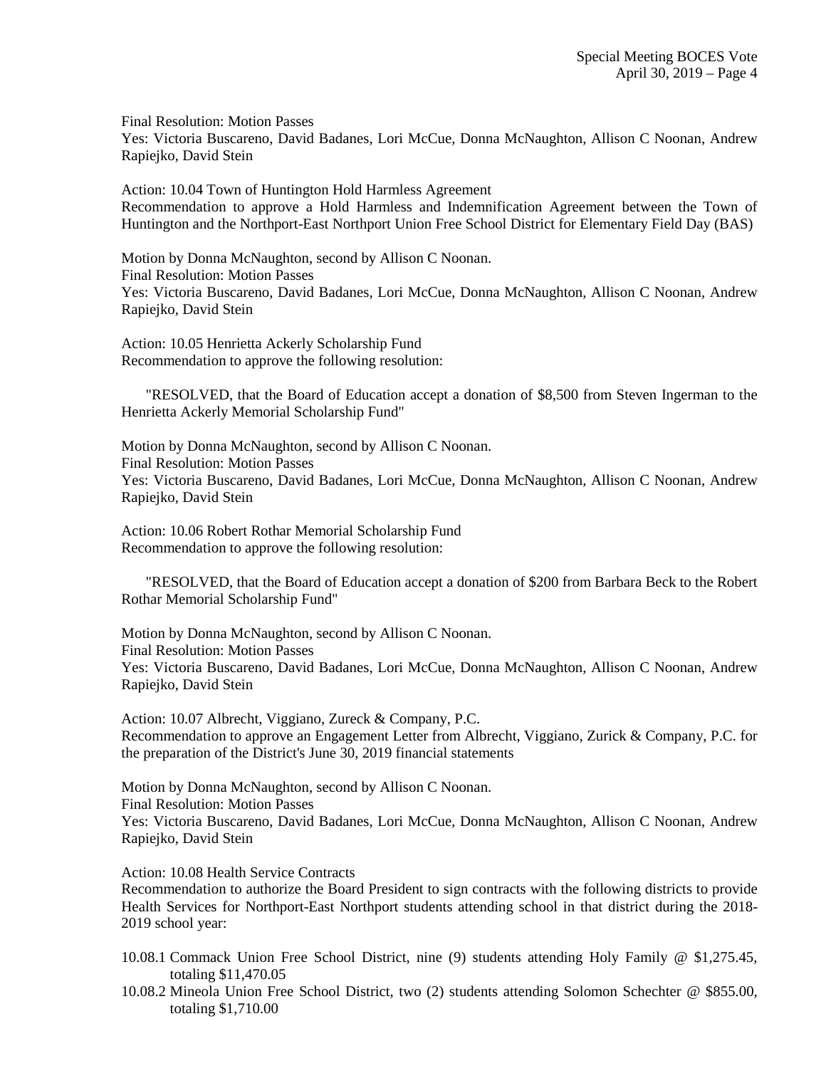Final Resolution: Motion Passes
Yes: Victoria Buscareno, David Badanes, Lori McCue, Donna McNaughton, Allison C Noonan, Andrew Rapiejko, David Stein

Action: 10.04 Town of Huntington Hold Harmless Agreement
Recommendation to approve a Hold Harmless and Indemnification Agreement between the Town of Huntington and the Northport-East Northport Union Free School District for Elementary Field Day (BAS)

Motion by Donna McNaughton, second by Allison C Noonan.
Final Resolution: Motion Passes
Yes: Victoria Buscareno, David Badanes, Lori McCue, Donna McNaughton, Allison C Noonan, Andrew Rapiejko, David Stein

Action: 10.05 Henrietta Ackerly Scholarship Fund
Recommendation to approve the following resolution:

"RESOLVED, that the Board of Education accept a donation of $8,500 from Steven Ingerman to the Henrietta Ackerly Memorial Scholarship Fund"

Motion by Donna McNaughton, second by Allison C Noonan.
Final Resolution: Motion Passes
Yes: Victoria Buscareno, David Badanes, Lori McCue, Donna McNaughton, Allison C Noonan, Andrew Rapiejko, David Stein

Action: 10.06 Robert Rothar Memorial Scholarship Fund
Recommendation to approve the following resolution:

"RESOLVED, that the Board of Education accept a donation of $200 from Barbara Beck to the Robert Rothar Memorial Scholarship Fund"

Motion by Donna McNaughton, second by Allison C Noonan.
Final Resolution: Motion Passes
Yes: Victoria Buscareno, David Badanes, Lori McCue, Donna McNaughton, Allison C Noonan, Andrew Rapiejko, David Stein

Action: 10.07 Albrecht, Viggiano, Zureck & Company, P.C.
Recommendation to approve an Engagement Letter from Albrecht, Viggiano, Zurick & Company, P.C. for the preparation of the District's June 30, 2019 financial statements

Motion by Donna McNaughton, second by Allison C Noonan.
Final Resolution: Motion Passes
Yes: Victoria Buscareno, David Badanes, Lori McCue, Donna McNaughton, Allison C Noonan, Andrew Rapiejko, David Stein

Action: 10.08 Health Service Contracts
Recommendation to authorize the Board President to sign contracts with the following districts to provide Health Services for Northport-East Northport students attending school in that district during the 2018-2019 school year:

10.08.1 Commack Union Free School District, nine (9) students attending Holy Family @ $1,275.45, totaling $11,470.05
10.08.2 Mineola Union Free School District, two (2) students attending Solomon Schechter @ $855.00, totaling $1,710.00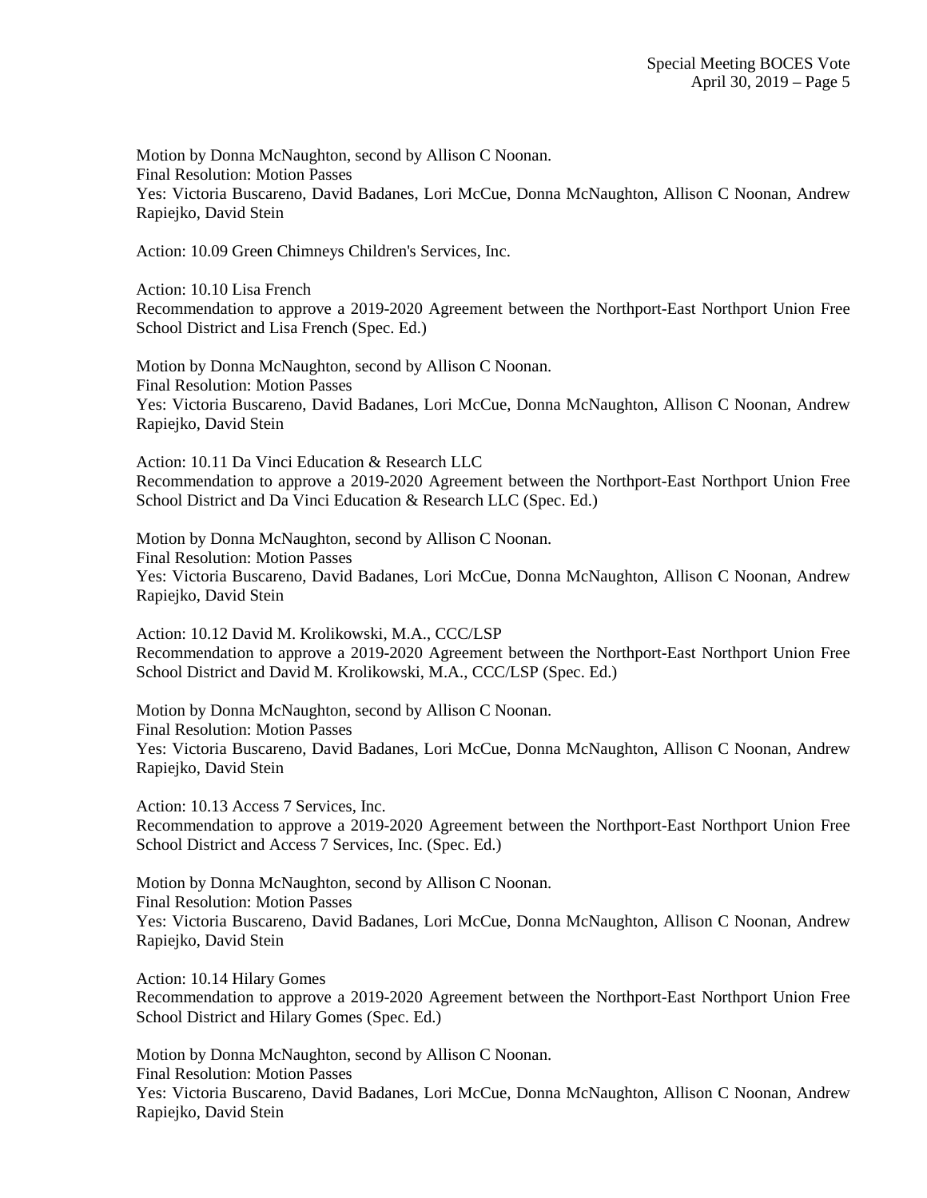Motion by Donna McNaughton, second by Allison C Noonan.
Final Resolution: Motion Passes
Yes: Victoria Buscareno, David Badanes, Lori McCue, Donna McNaughton, Allison C Noonan, Andrew Rapiejko, David Stein

Action: 10.09 Green Chimneys Children's Services, Inc.

Action: 10.10 Lisa French
Recommendation to approve a 2019-2020 Agreement between the Northport-East Northport Union Free School District and Lisa French (Spec. Ed.)

Motion by Donna McNaughton, second by Allison C Noonan.
Final Resolution: Motion Passes
Yes: Victoria Buscareno, David Badanes, Lori McCue, Donna McNaughton, Allison C Noonan, Andrew Rapiejko, David Stein

Action: 10.11 Da Vinci Education & Research LLC
Recommendation to approve a 2019-2020 Agreement between the Northport-East Northport Union Free School District and Da Vinci Education & Research LLC (Spec. Ed.)

Motion by Donna McNaughton, second by Allison C Noonan.
Final Resolution: Motion Passes
Yes: Victoria Buscareno, David Badanes, Lori McCue, Donna McNaughton, Allison C Noonan, Andrew Rapiejko, David Stein

Action: 10.12 David M. Krolikowski, M.A., CCC/LSP
Recommendation to approve a 2019-2020 Agreement between the Northport-East Northport Union Free School District and David M. Krolikowski, M.A., CCC/LSP (Spec. Ed.)

Motion by Donna McNaughton, second by Allison C Noonan.
Final Resolution: Motion Passes
Yes: Victoria Buscareno, David Badanes, Lori McCue, Donna McNaughton, Allison C Noonan, Andrew Rapiejko, David Stein

Action: 10.13 Access 7 Services, Inc.
Recommendation to approve a 2019-2020 Agreement between the Northport-East Northport Union Free School District and Access 7 Services, Inc. (Spec. Ed.)

Motion by Donna McNaughton, second by Allison C Noonan.
Final Resolution: Motion Passes
Yes: Victoria Buscareno, David Badanes, Lori McCue, Donna McNaughton, Allison C Noonan, Andrew Rapiejko, David Stein

Action: 10.14 Hilary Gomes
Recommendation to approve a 2019-2020 Agreement between the Northport-East Northport Union Free School District and Hilary Gomes (Spec. Ed.)

Motion by Donna McNaughton, second by Allison C Noonan.
Final Resolution: Motion Passes
Yes: Victoria Buscareno, David Badanes, Lori McCue, Donna McNaughton, Allison C Noonan, Andrew Rapiejko, David Stein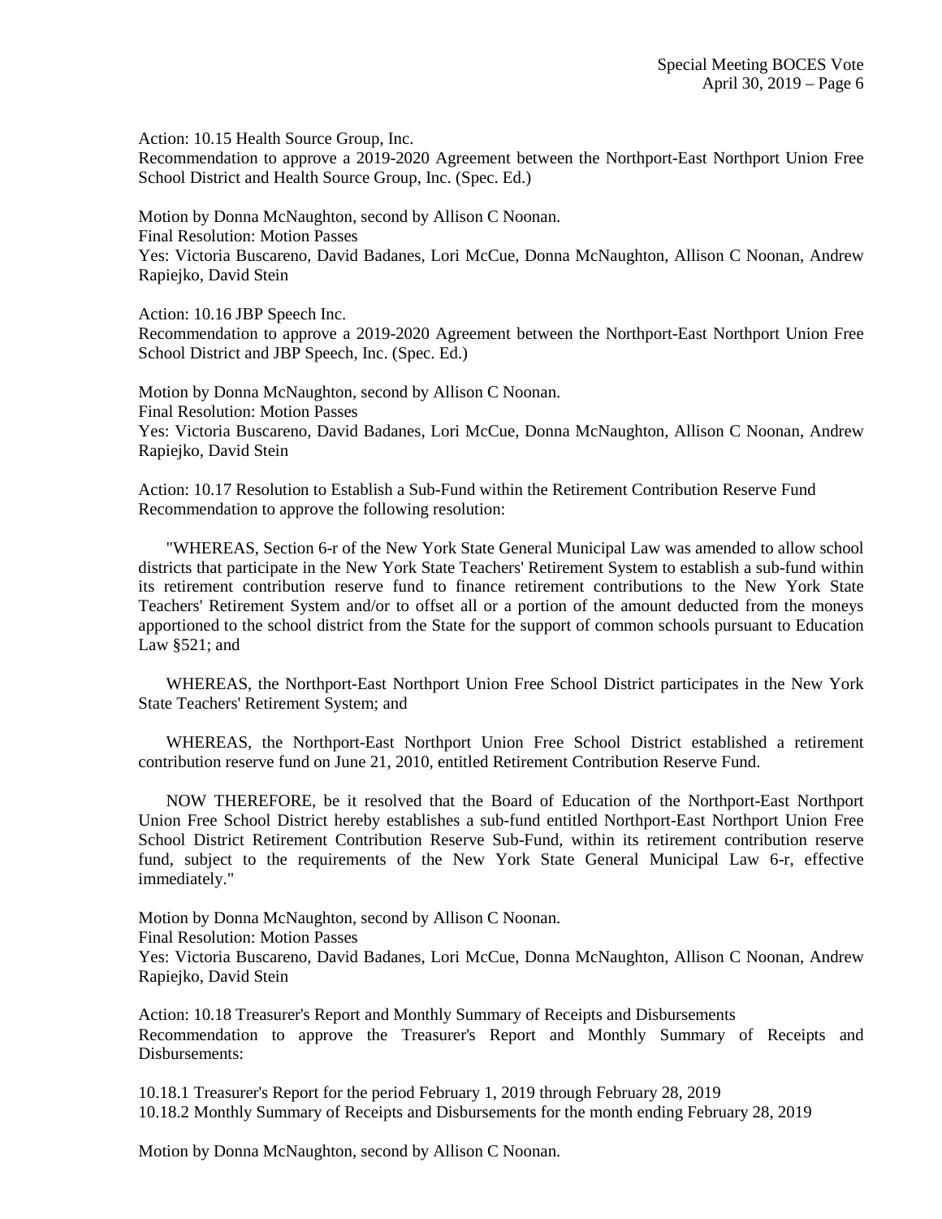Action: 10.15 Health Source Group, Inc.
Recommendation to approve a 2019-2020 Agreement between the Northport-East Northport Union Free School District and Health Source Group, Inc. (Spec. Ed.)

Motion by Donna McNaughton, second by Allison C Noonan.
Final Resolution: Motion Passes
Yes: Victoria Buscareno, David Badanes, Lori McCue, Donna McNaughton, Allison C Noonan, Andrew Rapiejko, David Stein

Action: 10.16 JBP Speech Inc.
Recommendation to approve a 2019-2020 Agreement between the Northport-East Northport Union Free School District and JBP Speech, Inc. (Spec. Ed.)

Motion by Donna McNaughton, second by Allison C Noonan.
Final Resolution: Motion Passes
Yes: Victoria Buscareno, David Badanes, Lori McCue, Donna McNaughton, Allison C Noonan, Andrew Rapiejko, David Stein

Action: 10.17 Resolution to Establish a Sub-Fund within the Retirement Contribution Reserve Fund
Recommendation to approve the following resolution:

"WHEREAS, Section 6-r of the New York State General Municipal Law was amended to allow school districts that participate in the New York State Teachers' Retirement System to establish a sub-fund within its retirement contribution reserve fund to finance retirement contributions to the New York State Teachers' Retirement System and/or to offset all or a portion of the amount deducted from the moneys apportioned to the school district from the State for the support of common schools pursuant to Education Law §521; and

WHEREAS, the Northport-East Northport Union Free School District participates in the New York State Teachers' Retirement System; and

WHEREAS, the Northport-East Northport Union Free School District established a retirement contribution reserve fund on June 21, 2010, entitled Retirement Contribution Reserve Fund.

NOW THEREFORE, be it resolved that the Board of Education of the Northport-East Northport Union Free School District hereby establishes a sub-fund entitled Northport-East Northport Union Free School District Retirement Contribution Reserve Sub-Fund, within its retirement contribution reserve fund, subject to the requirements of the New York State General Municipal Law 6-r, effective immediately."

Motion by Donna McNaughton, second by Allison C Noonan.
Final Resolution: Motion Passes
Yes: Victoria Buscareno, David Badanes, Lori McCue, Donna McNaughton, Allison C Noonan, Andrew Rapiejko, David Stein

Action: 10.18 Treasurer's Report and Monthly Summary of Receipts and Disbursements
Recommendation to approve the Treasurer's Report and Monthly Summary of Receipts and Disbursements:

10.18.1 Treasurer's Report for the period February 1, 2019 through February 28, 2019
10.18.2 Monthly Summary of Receipts and Disbursements for the month ending February 28, 2019

Motion by Donna McNaughton, second by Allison C Noonan.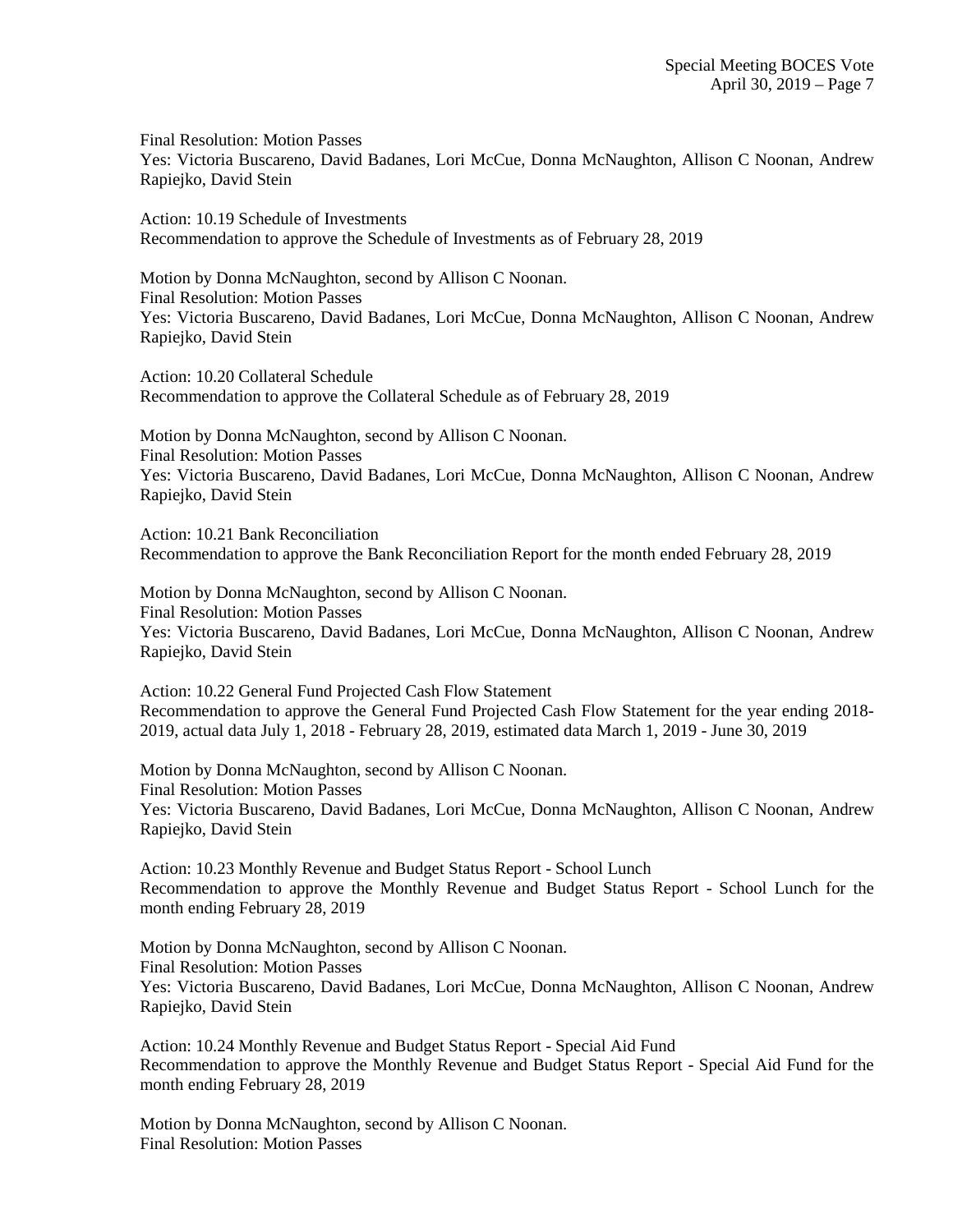Final Resolution: Motion Passes
Yes: Victoria Buscareno, David Badanes, Lori McCue, Donna McNaughton, Allison C Noonan, Andrew Rapiejko, David Stein

Action: 10.19 Schedule of Investments
Recommendation to approve the Schedule of Investments as of February 28, 2019

Motion by Donna McNaughton, second by Allison C Noonan.
Final Resolution: Motion Passes
Yes: Victoria Buscareno, David Badanes, Lori McCue, Donna McNaughton, Allison C Noonan, Andrew Rapiejko, David Stein

Action: 10.20 Collateral Schedule
Recommendation to approve the Collateral Schedule as of February 28, 2019

Motion by Donna McNaughton, second by Allison C Noonan.
Final Resolution: Motion Passes
Yes: Victoria Buscareno, David Badanes, Lori McCue, Donna McNaughton, Allison C Noonan, Andrew Rapiejko, David Stein

Action: 10.21 Bank Reconciliation
Recommendation to approve the Bank Reconciliation Report for the month ended February 28, 2019

Motion by Donna McNaughton, second by Allison C Noonan.
Final Resolution: Motion Passes
Yes: Victoria Buscareno, David Badanes, Lori McCue, Donna McNaughton, Allison C Noonan, Andrew Rapiejko, David Stein

Action: 10.22 General Fund Projected Cash Flow Statement
Recommendation to approve the General Fund Projected Cash Flow Statement for the year ending 2018-2019, actual data July 1, 2018 - February 28, 2019, estimated data March 1, 2019 - June 30, 2019

Motion by Donna McNaughton, second by Allison C Noonan.
Final Resolution: Motion Passes
Yes: Victoria Buscareno, David Badanes, Lori McCue, Donna McNaughton, Allison C Noonan, Andrew Rapiejko, David Stein

Action: 10.23 Monthly Revenue and Budget Status Report - School Lunch
Recommendation to approve the Monthly Revenue and Budget Status Report - School Lunch for the month ending February 28, 2019

Motion by Donna McNaughton, second by Allison C Noonan.
Final Resolution: Motion Passes
Yes: Victoria Buscareno, David Badanes, Lori McCue, Donna McNaughton, Allison C Noonan, Andrew Rapiejko, David Stein

Action: 10.24 Monthly Revenue and Budget Status Report - Special Aid Fund
Recommendation to approve the Monthly Revenue and Budget Status Report - Special Aid Fund for the month ending February 28, 2019

Motion by Donna McNaughton, second by Allison C Noonan.
Final Resolution: Motion Passes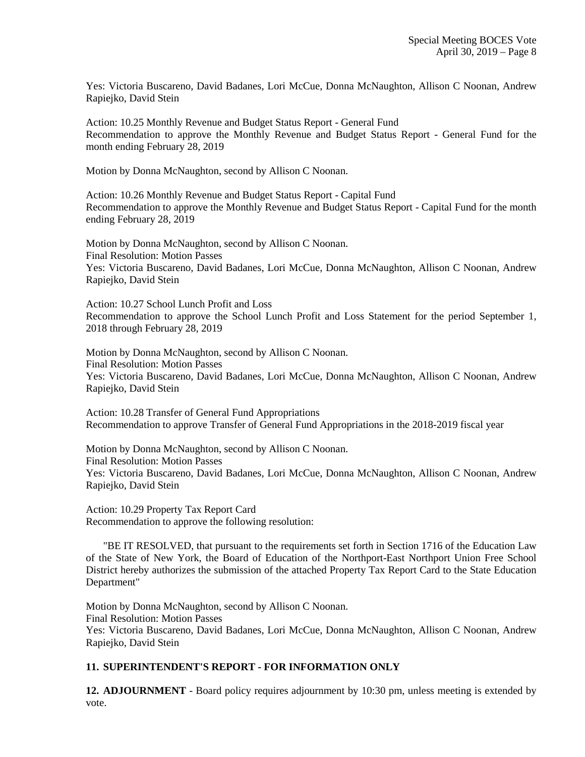Yes: Victoria Buscareno, David Badanes, Lori McCue, Donna McNaughton, Allison C Noonan, Andrew Rapiejko, David Stein

Action: 10.25 Monthly Revenue and Budget Status Report - General Fund
Recommendation to approve the Monthly Revenue and Budget Status Report - General Fund for the month ending February 28, 2019

Motion by Donna McNaughton, second by Allison C Noonan.

Action: 10.26 Monthly Revenue and Budget Status Report - Capital Fund
Recommendation to approve the Monthly Revenue and Budget Status Report - Capital Fund for the month ending February 28, 2019

Motion by Donna McNaughton, second by Allison C Noonan.
Final Resolution: Motion Passes
Yes: Victoria Buscareno, David Badanes, Lori McCue, Donna McNaughton, Allison C Noonan, Andrew Rapiejko, David Stein

Action: 10.27 School Lunch Profit and Loss
Recommendation to approve the School Lunch Profit and Loss Statement for the period September 1, 2018 through February 28, 2019

Motion by Donna McNaughton, second by Allison C Noonan.
Final Resolution: Motion Passes
Yes: Victoria Buscareno, David Badanes, Lori McCue, Donna McNaughton, Allison C Noonan, Andrew Rapiejko, David Stein

Action: 10.28 Transfer of General Fund Appropriations
Recommendation to approve Transfer of General Fund Appropriations in the 2018-2019 fiscal year

Motion by Donna McNaughton, second by Allison C Noonan.
Final Resolution: Motion Passes
Yes: Victoria Buscareno, David Badanes, Lori McCue, Donna McNaughton, Allison C Noonan, Andrew Rapiejko, David Stein

Action: 10.29 Property Tax Report Card
Recommendation to approve the following resolution:

"BE IT RESOLVED, that pursuant to the requirements set forth in Section 1716 of the Education Law of the State of New York, the Board of Education of the Northport-East Northport Union Free School District hereby authorizes the submission of the attached Property Tax Report Card to the State Education Department"

Motion by Donna McNaughton, second by Allison C Noonan.
Final Resolution: Motion Passes
Yes: Victoria Buscareno, David Badanes, Lori McCue, Donna McNaughton, Allison C Noonan, Andrew Rapiejko, David Stein

**11. SUPERINTENDENT'S REPORT - FOR INFORMATION ONLY**

**12. ADJOURNMENT** - Board policy requires adjournment by 10:30 pm, unless meeting is extended by vote.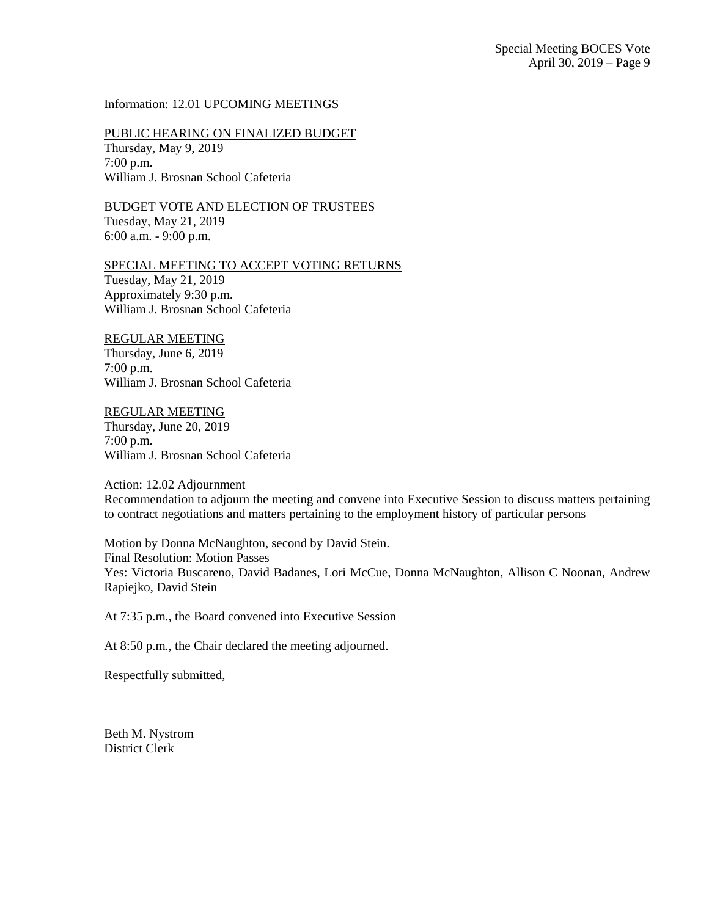Information: 12.01 UPCOMING MEETINGS

PUBLIC HEARING ON FINALIZED BUDGET
Thursday, May 9, 2019
7:00 p.m.
William J. Brosnan School Cafeteria

BUDGET VOTE AND ELECTION OF TRUSTEES
Tuesday, May 21, 2019
6:00 a.m. - 9:00 p.m.

SPECIAL MEETING TO ACCEPT VOTING RETURNS
Tuesday, May 21, 2019
Approximately 9:30 p.m.
William J. Brosnan School Cafeteria

REGULAR MEETING
Thursday, June 6, 2019
7:00 p.m.
William J. Brosnan School Cafeteria

REGULAR MEETING
Thursday, June 20, 2019
7:00 p.m.
William J. Brosnan School Cafeteria

Action: 12.02 Adjournment
Recommendation to adjourn the meeting and convene into Executive Session to discuss matters pertaining to contract negotiations and matters pertaining to the employment history of particular persons

Motion by Donna McNaughton, second by David Stein.
Final Resolution: Motion Passes
Yes: Victoria Buscareno, David Badanes, Lori McCue, Donna McNaughton, Allison C Noonan, Andrew Rapiejko, David Stein

At 7:35 p.m., the Board convened into Executive Session

At 8:50 p.m., the Chair declared the meeting adjourned.

Respectfully submitted,

Beth M. Nystrom
District Clerk